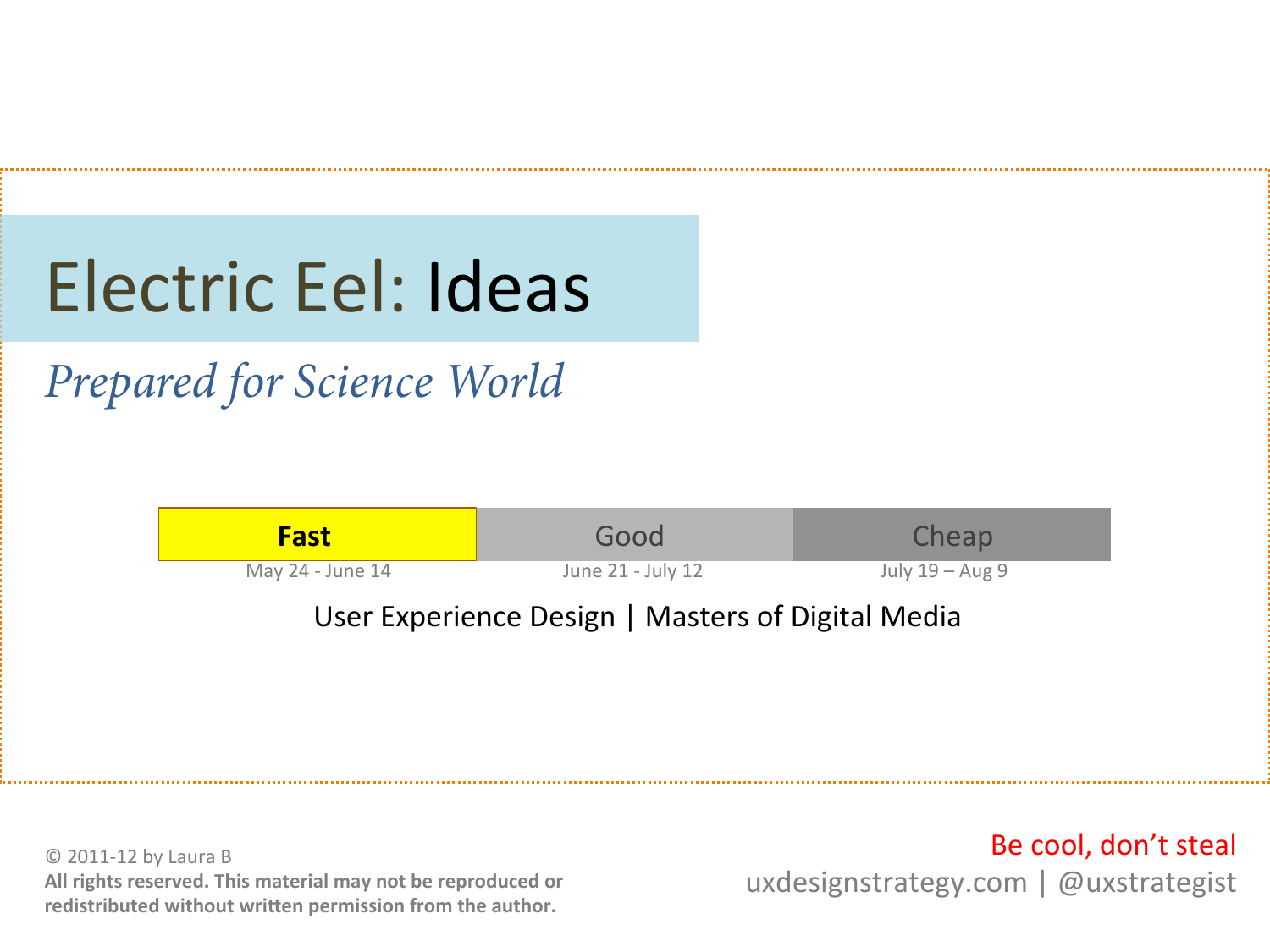# Electric Eel: Ideas

*Prepared for Science World*

| **Fast** | Good | Cheap |
|---|---|---|
| May 24 - June 14 | June 21 - July 12 | July 19 – Aug 9 |

User Experience Design | Masters of Digital Media

© 2011-12 by Laura B
**All rights reserved. This material may not be reproduced or redistributed without written permission from the author.**

Be cool, don't steal
uxdesignstrategy.com | @uxstrategist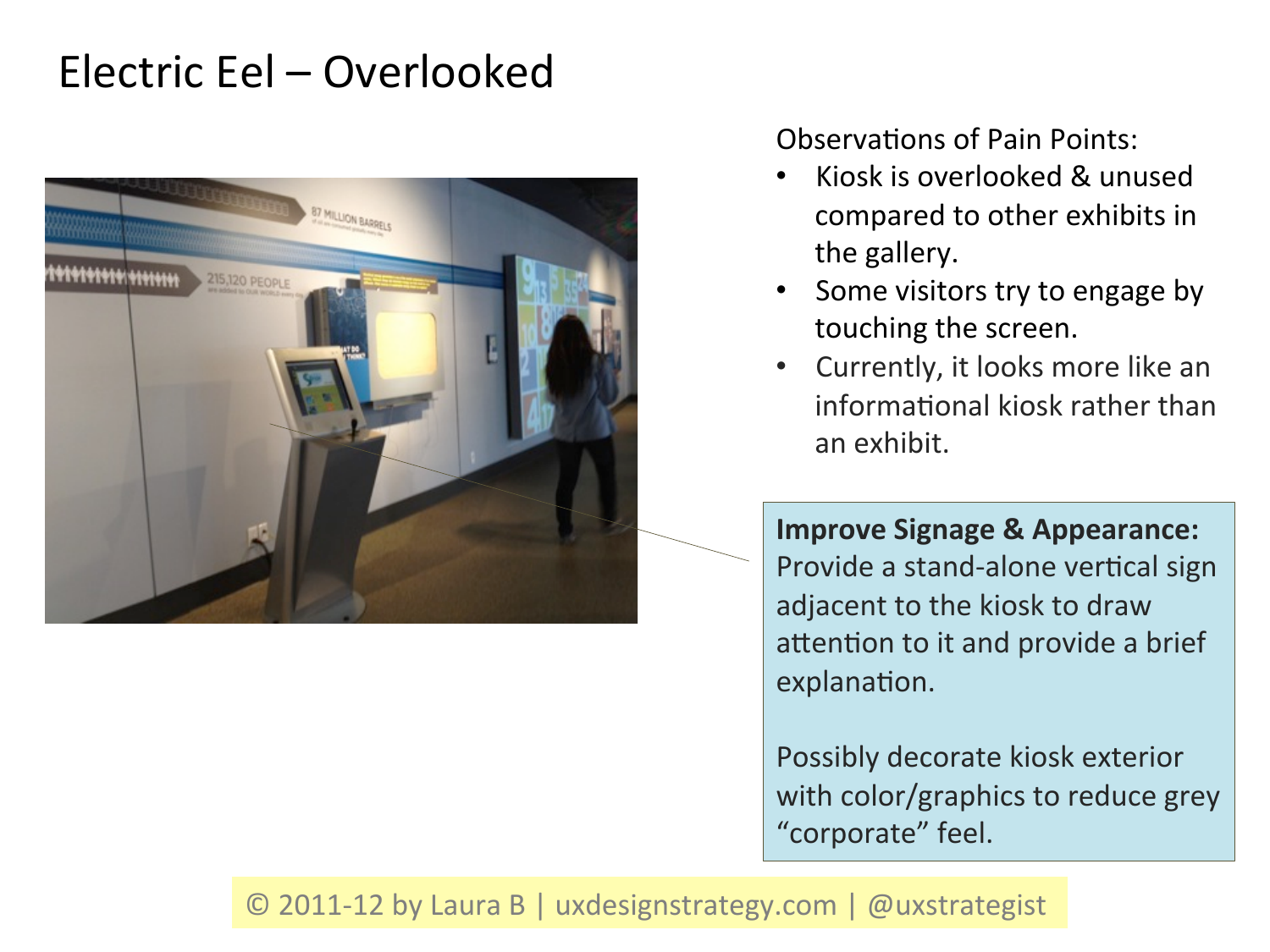# Electric Eel – Overlooked

Observations of Pain Points:

- Kiosk is overlooked & unused compared to other exhibits in the gallery.
- Some visitors try to engage by touching the screen.
- Currently, it looks more like an informational kiosk rather than an exhibit.

**Improve Signage & Appearance:** Provide a stand-alone vertical sign adjacent to the kiosk to draw attention to it and provide a brief explanation.

Possibly decorate kiosk exterior with color/graphics to reduce grey "corporate" feel.

© 2011-12 by Laura B | uxdesignstrategy.com | @uxstrategist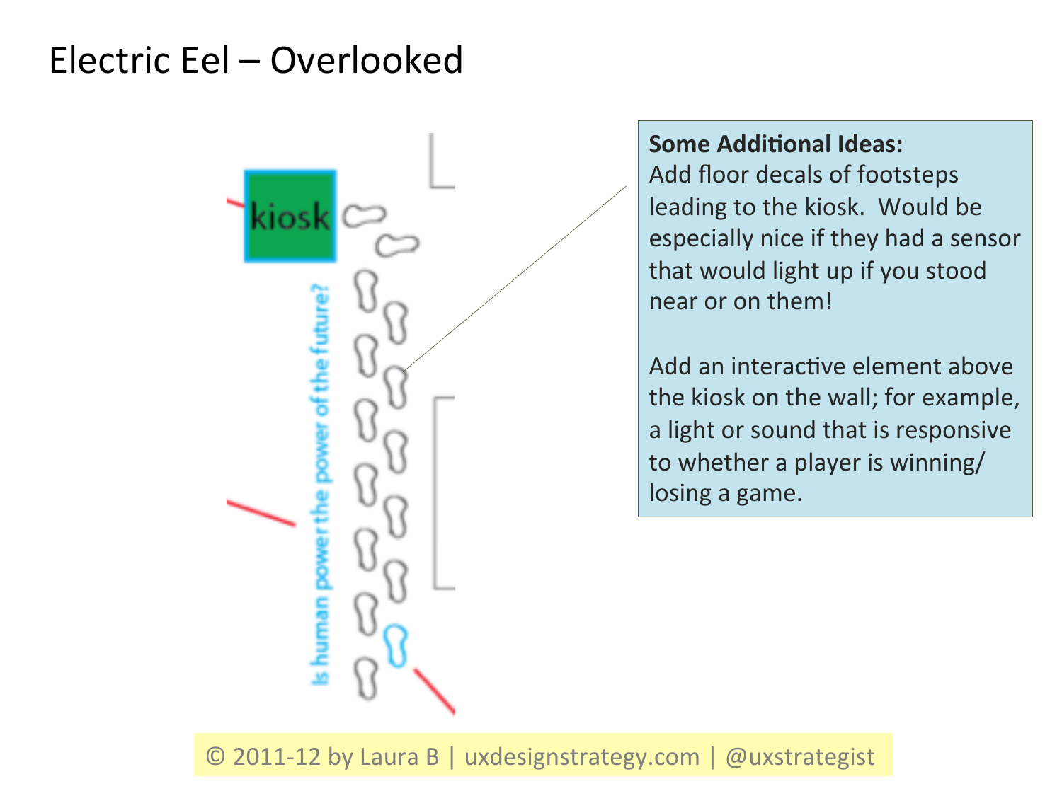# Electric Eel – Overlooked

kiosk

Is human power the power of the future?

**Some Additional Ideas:**

Add floor decals of footsteps leading to the kiosk. Would be especially nice if they had a sensor that would light up if you stood near or on them!

Add an interactive element above the kiosk on the wall; for example, a light or sound that is responsive to whether a player is winning/losing a game.

© 2011-12 by Laura B | uxdesignstrategy.com | @uxstrategist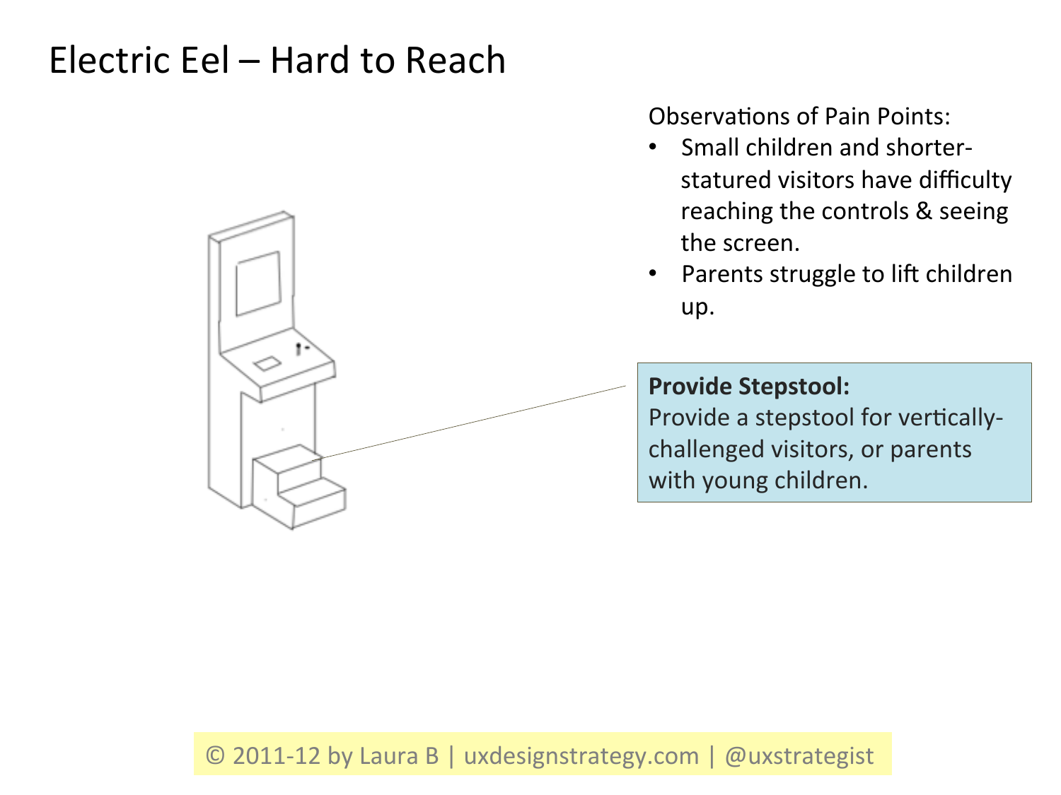# Electric Eel – Hard to Reach

Observations of Pain Points:

- Small children and shorter-statured visitors have difficulty reaching the controls & seeing the screen.
- Parents struggle to lift children up.

**Provide Stepstool:**
Provide a stepstool for vertically-challenged visitors, or parents with young children.

© 2011-12 by Laura B | uxdesignstrategy.com | @uxstrategist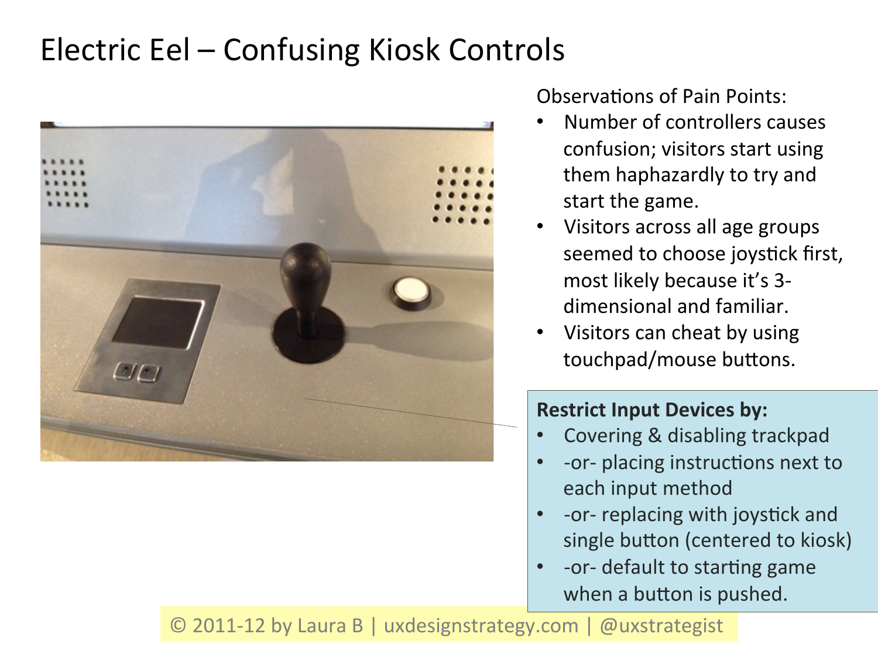# Electric Eel – Confusing Kiosk Controls

Observations of Pain Points:

- Number of controllers causes confusion; visitors start using them haphazardly to try and start the game.
- Visitors across all age groups seemed to choose joystick first, most likely because it's 3-dimensional and familiar.
- Visitors can cheat by using touchpad/mouse buttons.

**Restrict Input Devices by:**

- Covering & disabling trackpad
- -or- placing instructions next to each input method
- -or- replacing with joystick and single button (centered to kiosk)
- -or- default to starting game when a button is pushed.

© 2011-12 by Laura B | uxdesignstrategy.com | @uxstrategist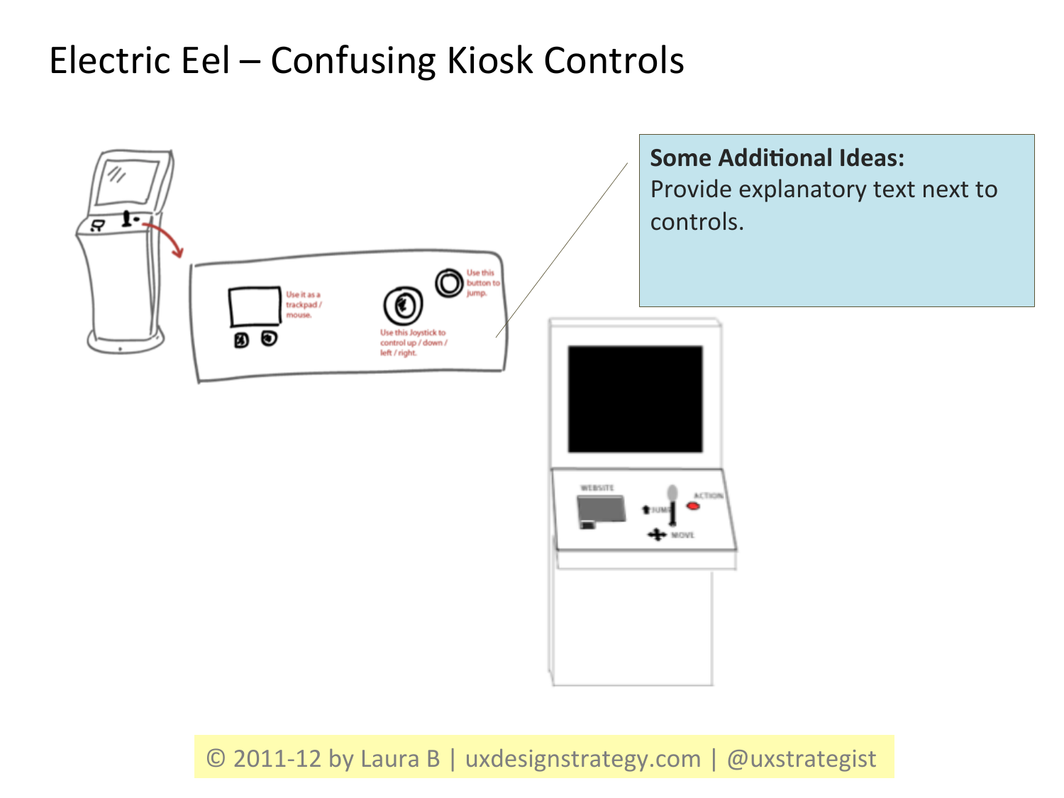# Electric Eel – Confusing Kiosk Controls

**Some Additional Ideas:**
Provide explanatory text next to controls.

© 2011-12 by Laura B | uxdesignstrategy.com | @uxstrategist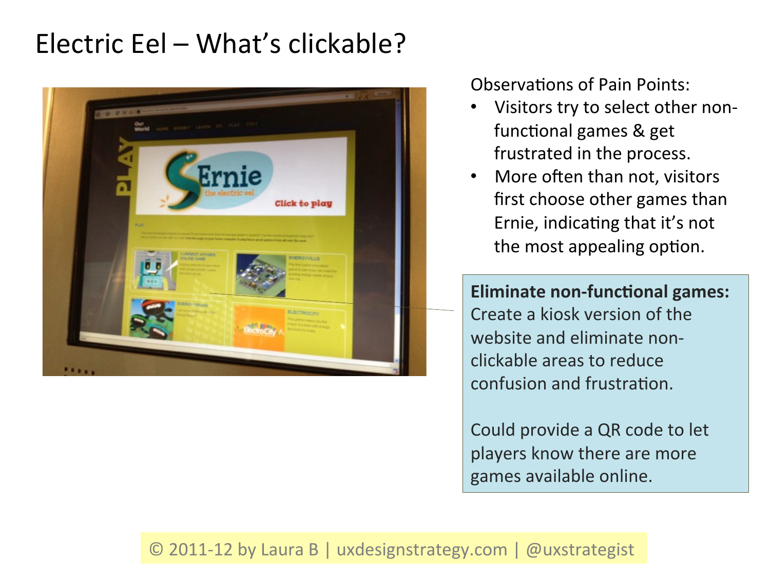# Electric Eel – What's clickable?

Observations of Pain Points:

- Visitors try to select other non-functional games & get frustrated in the process.
- More often than not, visitors first choose other games than Ernie, indicating that it's not the most appealing option.

**Eliminate non-functional games:** Create a kiosk version of the website and eliminate non-clickable areas to reduce confusion and frustration.

Could provide a QR code to let players know there are more games available online.

© 2011-12 by Laura B | uxdesignstrategy.com | @uxstrategist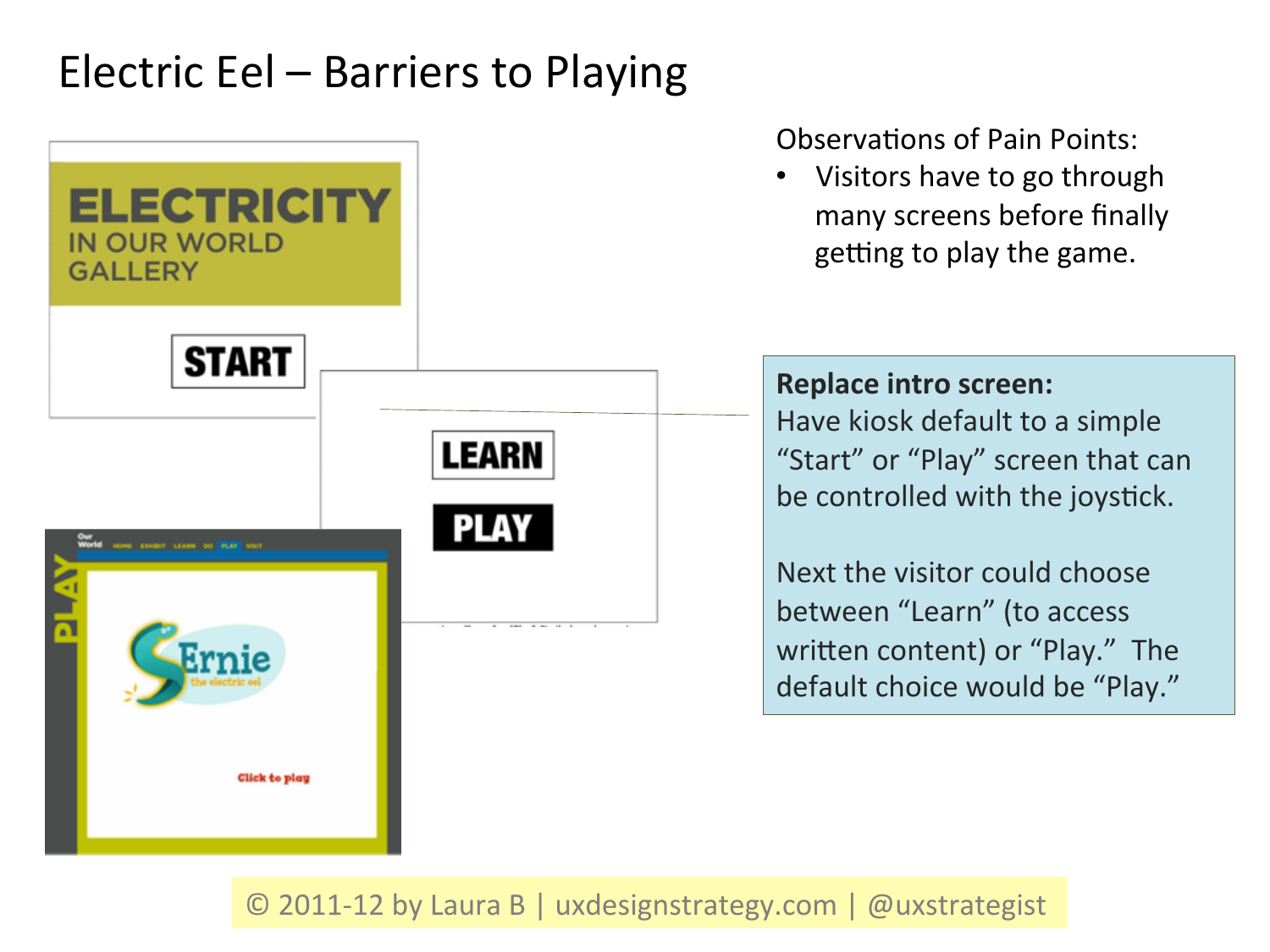# Electric Eel – Barriers to Playing

ELECTRICITY
IN OUR WORLD
GALLERY

START

LEARN

PLAY

PLAY

Ernie
the electric eel

Click to play

Observations of Pain Points:

- Visitors have to go through many screens before finally getting to play the game.

**Replace intro screen:**
Have kiosk default to a simple "Start" or "Play" screen that can be controlled with the joystick.

Next the visitor could choose between "Learn" (to access written content) or "Play." The default choice would be "Play."

© 2011-12 by Laura B | uxdesignstrategy.com | @uxstrategist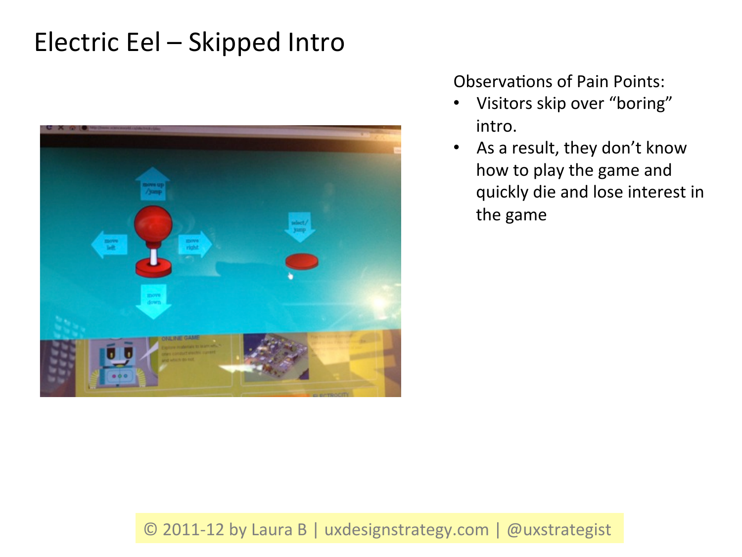# Electric Eel – Skipped Intro

Observations of Pain Points:

- Visitors skip over "boring" intro.
- As a result, they don't know how to play the game and quickly die and lose interest in the game

© 2011-12 by Laura B | uxdesignstrategy.com | @uxstrategist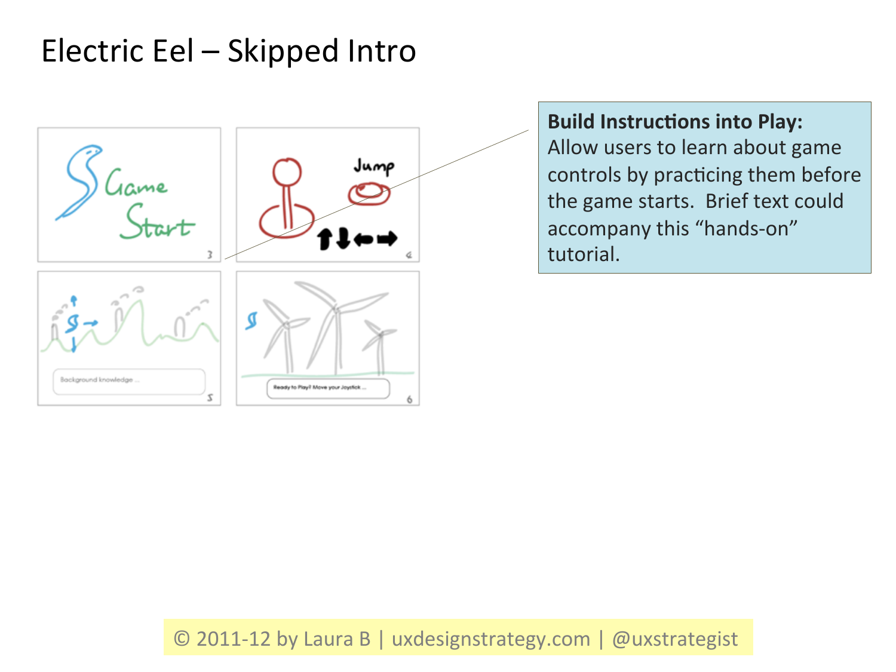# Electric Eel – Skipped Intro

**Build Instructions into Play:**
Allow users to learn about game controls by practicing them before the game starts. Brief text could accompany this "hands-on" tutorial.

© 2011-12 by Laura B | uxdesignstrategy.com | @uxstrategist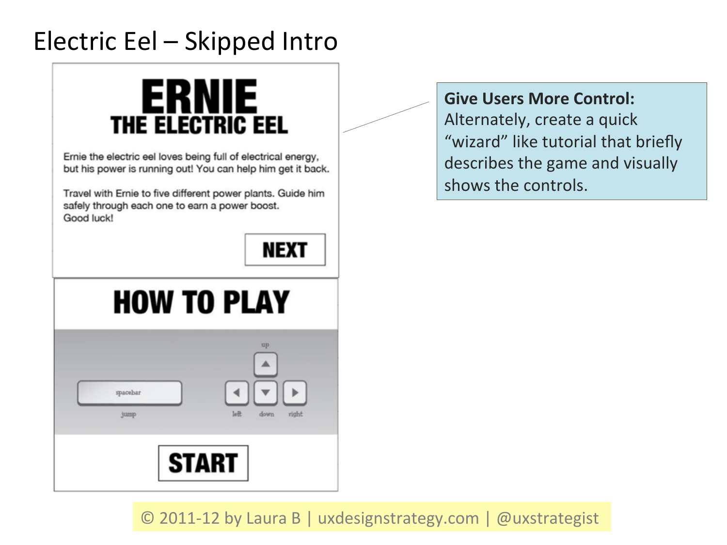# Electric Eel – Skipped Intro

# ERNIE
## THE ELECTRIC EEL

Ernie the electric eel loves being full of electrical energy, but his power is running out! You can help him get it back.

Travel with Ernie to five different power plants. Guide him safely through each one to earn a power boost.
Good luck!

NEXT

## HOW TO PLAY

spacebar
jump

up
left
down
right

START

**Give Users More Control:**
Alternately, create a quick "wizard" like tutorial that briefly describes the game and visually shows the controls.

© 2011-12 by Laura B | uxdesignstrategy.com | @uxstrategist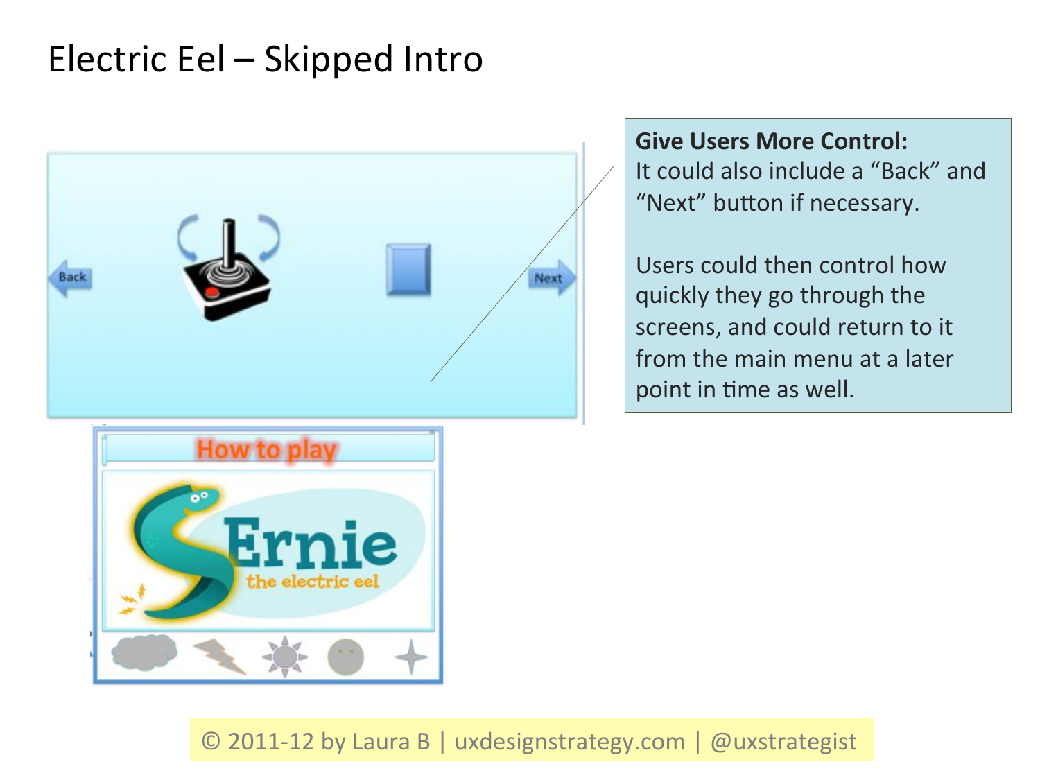# Electric Eel – Skipped Intro

**Give Users More Control:**
It could also include a "Back" and "Next" button if necessary.

Users could then control how quickly they go through the screens, and could return to it from the main menu at a later point in time as well.

© 2011-12 by Laura B | uxdesignstrategy.com | @uxstrategist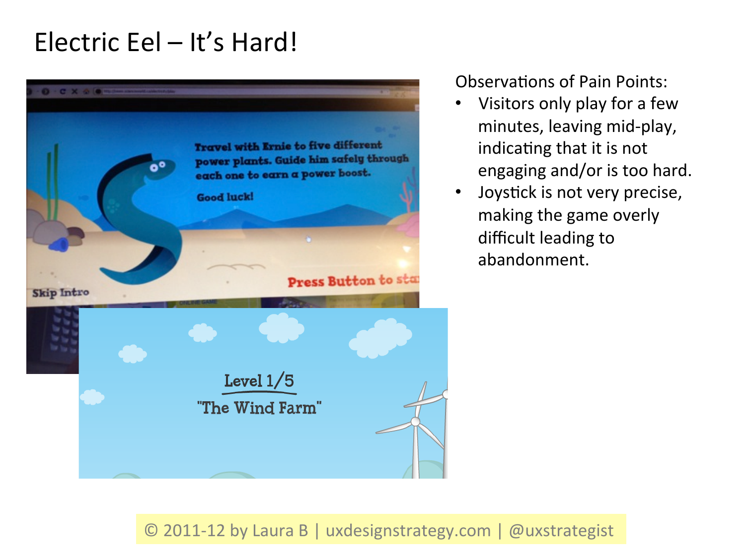# Electric Eel – It's Hard!

Observations of Pain Points:

- Visitors only play for a few minutes, leaving mid-play, indicating that it is not engaging and/or is too hard.
- Joystick is not very precise, making the game overly difficult leading to abandonment.

© 2011-12 by Laura B | uxdesignstrategy.com | @uxstrategist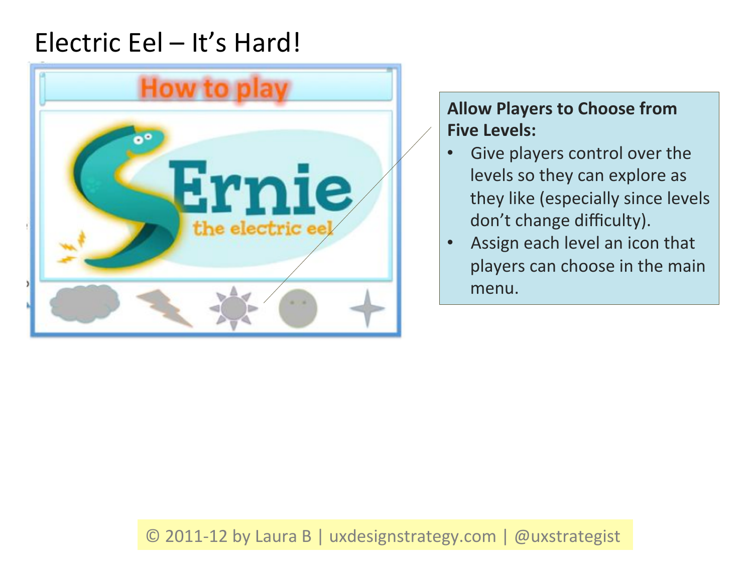# Electric Eel – It's Hard!

**Allow Players to Choose from Five Levels:**

- Give players control over the levels so they can explore as they like (especially since levels don't change difficulty).
- Assign each level an icon that players can choose in the main menu.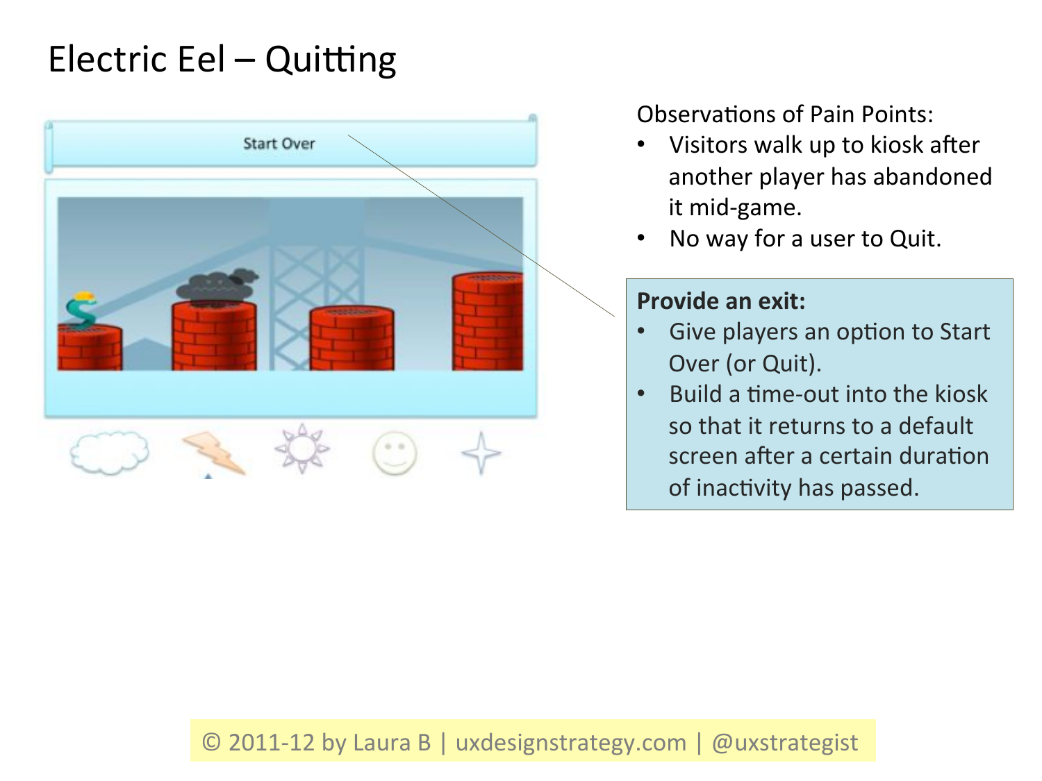# Electric Eel – Quitting

Start Over

Observations of Pain Points:

- Visitors walk up to kiosk after another player has abandoned it mid-game.
- No way for a user to Quit.

**Provide an exit:**

- Give players an option to Start Over (or Quit).
- Build a time-out into the kiosk so that it returns to a default screen after a certain duration of inactivity has passed.

© 2011-12 by Laura B | uxdesignstrategy.com | @uxstrategist